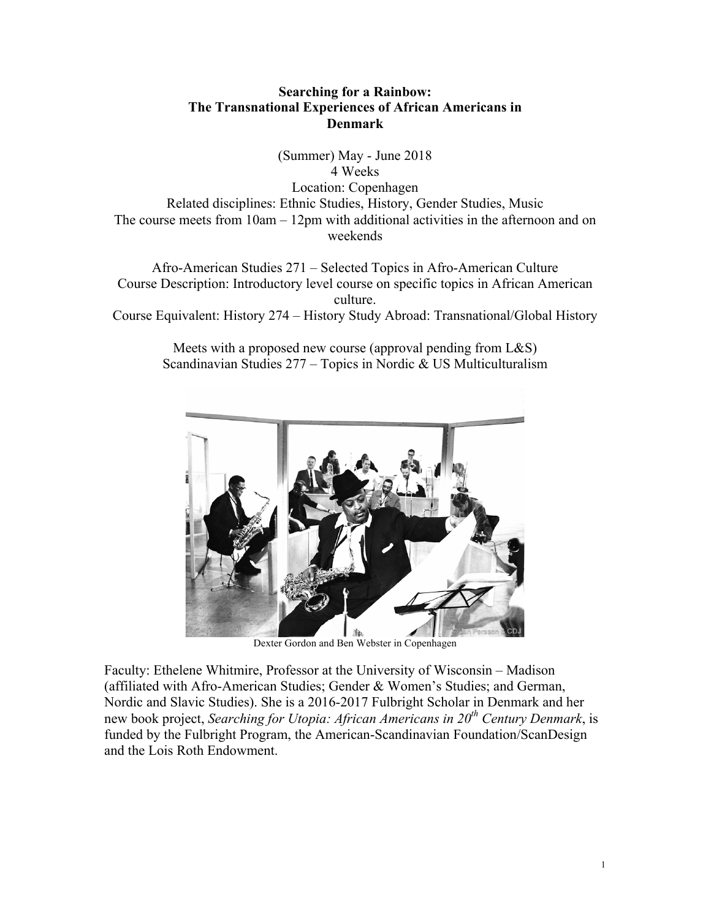# Searching for a Rainbow: The Transnational Experiences of African Americans in Denmark

(Summer) May - June 2018
4 Weeks
Location: Copenhagen
Related disciplines: Ethnic Studies, History, Gender Studies, Music
The course meets from 10am – 12pm with additional activities in the afternoon and on weekends

Afro-American Studies 271 – Selected Topics in Afro-American Culture
Course Description: Introductory level course on specific topics in African American culture.
Course Equivalent: History 274 – History Study Abroad: Transnational/Global History

Meets with a proposed new course (approval pending from L&S)
Scandinavian Studies 277 – Topics in Nordic & US Multiculturalism

Dexter Gordon and Ben Webster in Copenhagen

Faculty: Ethelene Whitmire, Professor at the University of Wisconsin – Madison (affiliated with Afro-American Studies; Gender & Women's Studies; and German, Nordic and Slavic Studies). She is a 2016-2017 Fulbright Scholar in Denmark and her new book project, *Searching for Utopia: African Americans in 20th Century Denmark*, is funded by the Fulbright Program, the American-Scandinavian Foundation/ScanDesign and the Lois Roth Endowment.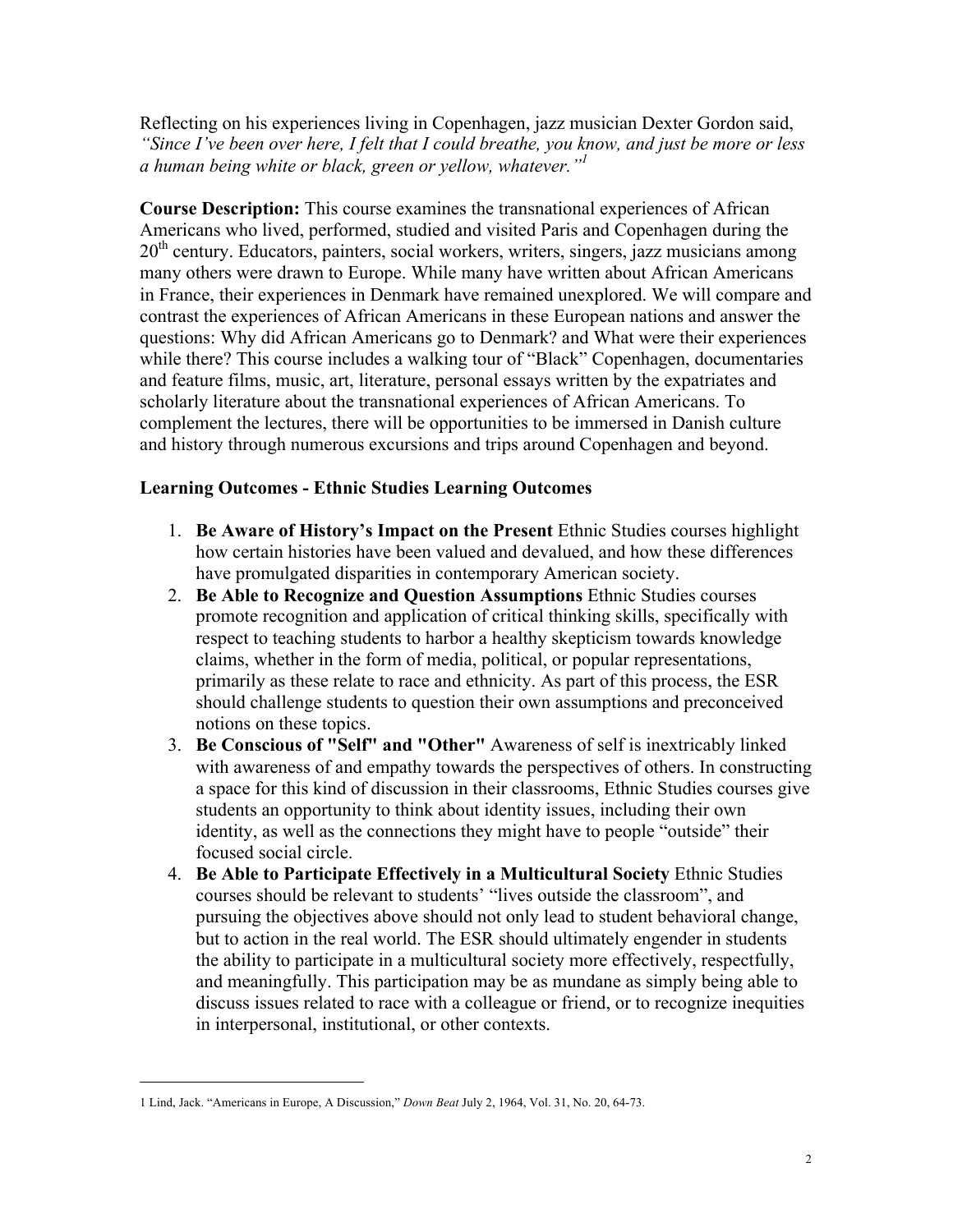Reflecting on his experiences living in Copenhagen, jazz musician Dexter Gordon said, *"Since I've been over here, I felt that I could breathe, you know, and just be more or less a human being white or black, green or yellow, whatever."*[1]

**Course Description:** This course examines the transnational experiences of African Americans who lived, performed, studied and visited Paris and Copenhagen during the 20th century. Educators, painters, social workers, writers, singers, jazz musicians among many others were drawn to Europe. While many have written about African Americans in France, their experiences in Denmark have remained unexplored. We will compare and contrast the experiences of African Americans in these European nations and answer the questions: Why did African Americans go to Denmark? and What were their experiences while there? This course includes a walking tour of "Black" Copenhagen, documentaries and feature films, music, art, literature, personal essays written by the expatriates and scholarly literature about the transnational experiences of African Americans. To complement the lectures, there will be opportunities to be immersed in Danish culture and history through numerous excursions and trips around Copenhagen and beyond.

**Learning Outcomes - Ethnic Studies Learning Outcomes**

1. **Be Aware of History's Impact on the Present** Ethnic Studies courses highlight how certain histories have been valued and devalued, and how these differences have promulgated disparities in contemporary American society.
2. **Be Able to Recognize and Question Assumptions** Ethnic Studies courses promote recognition and application of critical thinking skills, specifically with respect to teaching students to harbor a healthy skepticism towards knowledge claims, whether in the form of media, political, or popular representations, primarily as these relate to race and ethnicity. As part of this process, the ESR should challenge students to question their own assumptions and preconceived notions on these topics.
3. **Be Conscious of "Self" and "Other"** Awareness of self is inextricably linked with awareness of and empathy towards the perspectives of others. In constructing a space for this kind of discussion in their classrooms, Ethnic Studies courses give students an opportunity to think about identity issues, including their own identity, as well as the connections they might have to people "outside" their focused social circle.
4. **Be Able to Participate Effectively in a Multicultural Society** Ethnic Studies courses should be relevant to students' "lives outside the classroom", and pursuing the objectives above should not only lead to student behavioral change, but to action in the real world. The ESR should ultimately engender in students the ability to participate in a multicultural society more effectively, respectfully, and meaningfully. This participation may be as mundane as simply being able to discuss issues related to race with a colleague or friend, or to recognize inequities in interpersonal, institutional, or other contexts.

---

1 Lind, Jack. "Americans in Europe, A Discussion," *Down Beat* July 2, 1964, Vol. 31, No. 20, 64-73.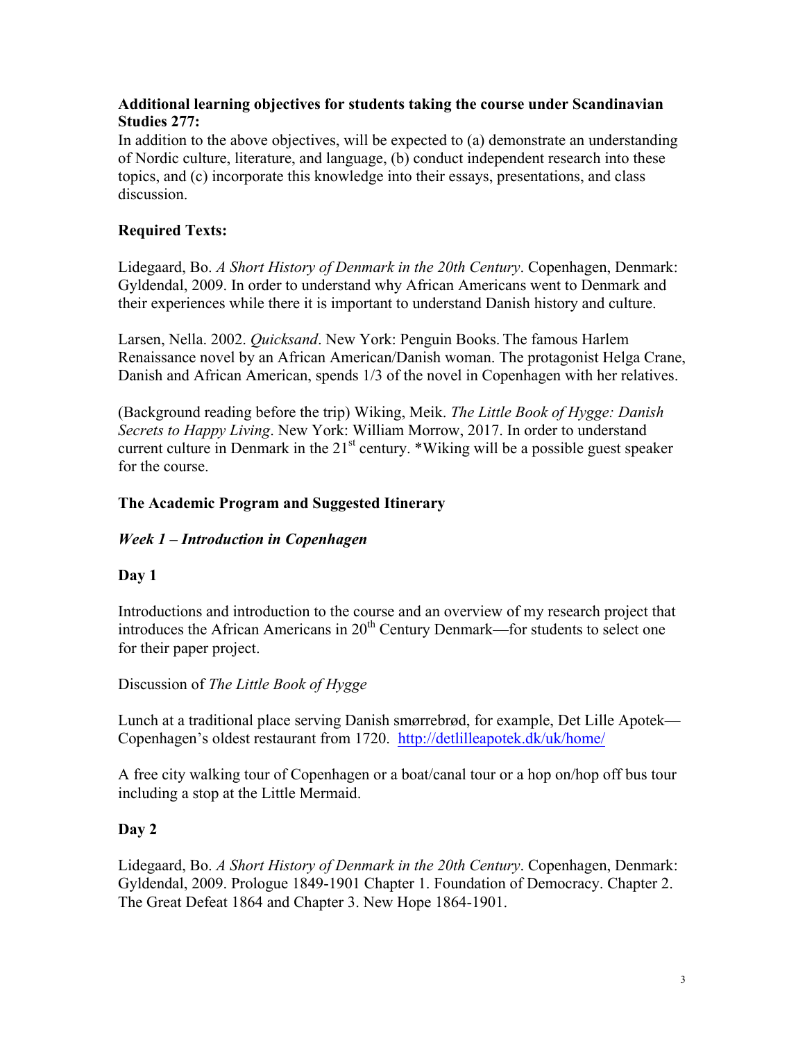**Additional learning objectives for students taking the course under Scandinavian Studies 277:**
In addition to the above objectives, will be expected to (a) demonstrate an understanding of Nordic culture, literature, and language, (b) conduct independent research into these topics, and (c) incorporate this knowledge into their essays, presentations, and class discussion.

## Required Texts:

Lidegaard, Bo. *A Short History of Denmark in the 20th Century*. Copenhagen, Denmark: Gyldendal, 2009. In order to understand why African Americans went to Denmark and their experiences while there it is important to understand Danish history and culture.

Larsen, Nella. 2002. *Quicksand*. New York: Penguin Books. The famous Harlem Renaissance novel by an African American/Danish woman. The protagonist Helga Crane, Danish and African American, spends 1/3 of the novel in Copenhagen with her relatives.

(Background reading before the trip) Wiking, Meik. *The Little Book of Hygge: Danish Secrets to Happy Living*. New York: William Morrow, 2017. In order to understand current culture in Denmark in the 21st century. *Wiking will be a possible guest speaker for the course.

## The Academic Program and Suggested Itinerary

### *Week 1 – Introduction in Copenhagen*

**Day 1**

Introductions and introduction to the course and an overview of my research project that introduces the African Americans in 20th Century Denmark—for students to select one for their paper project.

Discussion of *The Little Book of Hygge*

Lunch at a traditional place serving Danish smørrebrød, for example, Det Lille Apotek—Copenhagen's oldest restaurant from 1720. http://detlilleapotek.dk/uk/home/

A free city walking tour of Copenhagen or a boat/canal tour or a hop on/hop off bus tour including a stop at the Little Mermaid.

**Day 2**

Lidegaard, Bo. *A Short History of Denmark in the 20th Century*. Copenhagen, Denmark: Gyldendal, 2009. Prologue 1849-1901 Chapter 1. Foundation of Democracy. Chapter 2. The Great Defeat 1864 and Chapter 3. New Hope 1864-1901.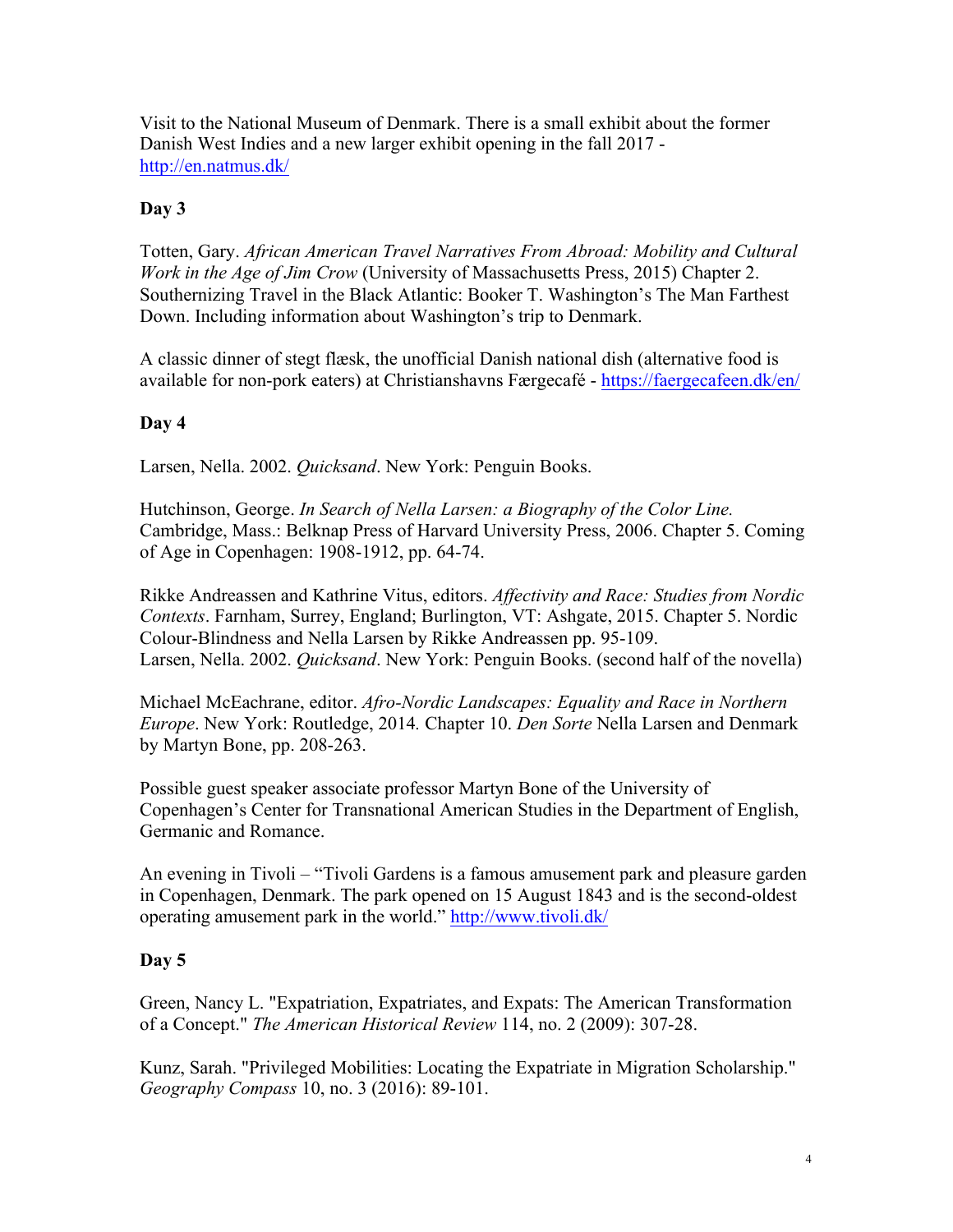Visit to the National Museum of Denmark. There is a small exhibit about the former Danish West Indies and a new larger exhibit opening in the fall 2017 - http://en.natmus.dk/

**Day 3**

Totten, Gary. *African American Travel Narratives From Abroad: Mobility and Cultural Work in the Age of Jim Crow* (University of Massachusetts Press, 2015) Chapter 2. Southernizing Travel in the Black Atlantic: Booker T. Washington's The Man Farthest Down. Including information about Washington's trip to Denmark.

A classic dinner of stegt flæsk, the unofficial Danish national dish (alternative food is available for non-pork eaters) at Christianshavns Færgecafé - https://faergecafeen.dk/en/

**Day 4**

Larsen, Nella. 2002. *Quicksand*. New York: Penguin Books.

Hutchinson, George. *In Search of Nella Larsen: a Biography of the Color Line.* Cambridge, Mass.: Belknap Press of Harvard University Press, 2006. Chapter 5. Coming of Age in Copenhagen: 1908-1912, pp. 64-74.

Rikke Andreassen and Kathrine Vitus, editors. *Affectivity and Race: Studies from Nordic Contexts*. Farnham, Surrey, England; Burlington, VT: Ashgate, 2015. Chapter 5. Nordic Colour-Blindness and Nella Larsen by Rikke Andreassen pp. 95-109.
Larsen, Nella. 2002. *Quicksand*. New York: Penguin Books. (second half of the novella)

Michael McEachrane, editor. *Afro-Nordic Landscapes: Equality and Race in Northern Europe*. New York: Routledge, 2014. Chapter 10. *Den Sorte* Nella Larsen and Denmark by Martyn Bone, pp. 208-263.

Possible guest speaker associate professor Martyn Bone of the University of Copenhagen's Center for Transnational American Studies in the Department of English, Germanic and Romance.

An evening in Tivoli – "Tivoli Gardens is a famous amusement park and pleasure garden in Copenhagen, Denmark. The park opened on 15 August 1843 and is the second-oldest operating amusement park in the world." http://www.tivoli.dk/

**Day 5**

Green, Nancy L. "Expatriation, Expatriates, and Expats: The American Transformation of a Concept." *The American Historical Review* 114, no. 2 (2009): 307-28.

Kunz, Sarah. "Privileged Mobilities: Locating the Expatriate in Migration Scholarship." *Geography Compass* 10, no. 3 (2016): 89-101.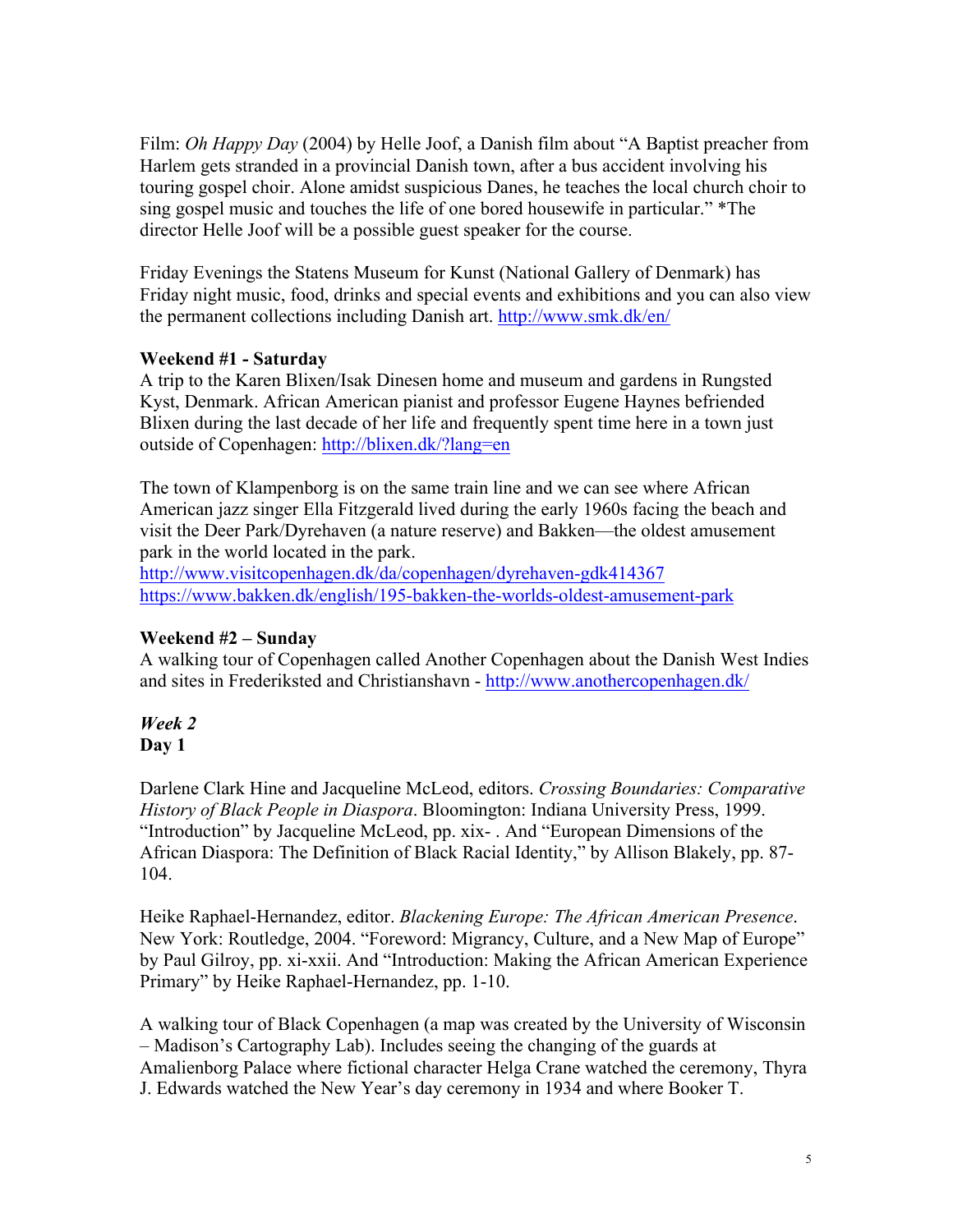Film: *Oh Happy Day* (2004) by Helle Joof, a Danish film about "A Baptist preacher from Harlem gets stranded in a provincial Danish town, after a bus accident involving his touring gospel choir. Alone amidst suspicious Danes, he teaches the local church choir to sing gospel music and touches the life of one bored housewife in particular." *The director Helle Joof will be a possible guest speaker for the course.

Friday Evenings the Statens Museum for Kunst (National Gallery of Denmark) has Friday night music, food, drinks and special events and exhibitions and you can also view the permanent collections including Danish art. [http://www.smk.dk/en/](http://www.smk.dk/en/)

**Weekend #1 - Saturday**

A trip to the Karen Blixen/Isak Dinesen home and museum and gardens in Rungsted Kyst, Denmark. African American pianist and professor Eugene Haynes befriended Blixen during the last decade of her life and frequently spent time here in a town just outside of Copenhagen: [http://blixen.dk/?lang=en](http://blixen.dk/?lang=en)

The town of Klampenborg is on the same train line and we can see where African American jazz singer Ella Fitzgerald lived during the early 1960s facing the beach and visit the Deer Park/Dyrehaven (a nature reserve) and Bakken—the oldest amusement park in the world located in the park.
[http://www.visitcopenhagen.dk/da/copenhagen/dyrehaven-gdk414367](http://www.visitcopenhagen.dk/da/copenhagen/dyrehaven-gdk414367)
[https://www.bakken.dk/english/195-bakken-the-worlds-oldest-amusement-park](https://www.bakken.dk/english/195-bakken-the-worlds-oldest-amusement-park)

**Weekend #2 – Sunday**

A walking tour of Copenhagen called Another Copenhagen about the Danish West Indies and sites in Frederiksted and Christianshavn - [http://www.anothercopenhagen.dk/](http://www.anothercopenhagen.dk/)

***Week 2***
**Day 1**

Darlene Clark Hine and Jacqueline McLeod, editors. *Crossing Boundaries: Comparative History of Black People in Diaspora*. Bloomington: Indiana University Press, 1999. "Introduction" by Jacqueline McLeod, pp. xix- . And "European Dimensions of the African Diaspora: The Definition of Black Racial Identity," by Allison Blakely, pp. 87-104.

Heike Raphael-Hernandez, editor. *Blackening Europe: The African American Presence*. New York: Routledge, 2004. "Foreword: Migrancy, Culture, and a New Map of Europe" by Paul Gilroy, pp. xi-xxii. And "Introduction: Making the African American Experience Primary" by Heike Raphael-Hernandez, pp. 1-10.

A walking tour of Black Copenhagen (a map was created by the University of Wisconsin – Madison's Cartography Lab). Includes seeing the changing of the guards at Amalienborg Palace where fictional character Helga Crane watched the ceremony, Thyra J. Edwards watched the New Year's day ceremony in 1934 and where Booker T.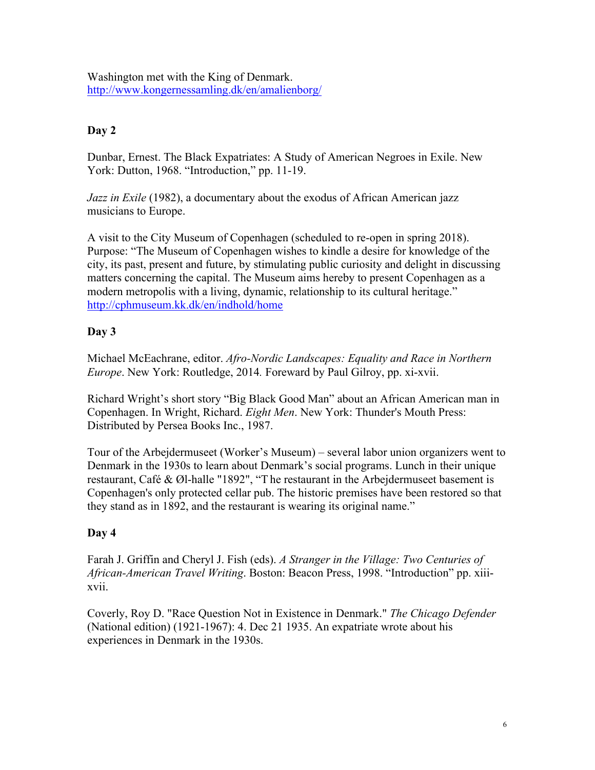Washington met with the King of Denmark.
http://www.kongernessamling.dk/en/amalienborg/

**Day 2**

Dunbar, Ernest. The Black Expatriates: A Study of American Negroes in Exile. New York: Dutton, 1968. "Introduction," pp. 11-19.

*Jazz in Exile* (1982), a documentary about the exodus of African American jazz musicians to Europe.

A visit to the City Museum of Copenhagen (scheduled to re-open in spring 2018). Purpose: "The Museum of Copenhagen wishes to kindle a desire for knowledge of the city, its past, present and future, by stimulating public curiosity and delight in discussing matters concerning the capital. The Museum aims hereby to present Copenhagen as a modern metropolis with a living, dynamic, relationship to its cultural heritage."
http://cphmuseum.kk.dk/en/indhold/home

**Day 3**

Michael McEachrane, editor. *Afro-Nordic Landscapes: Equality and Race in Northern Europe*. New York: Routledge, 2014. Foreward by Paul Gilroy, pp. xi-xvii.

Richard Wright's short story "Big Black Good Man" about an African American man in Copenhagen. In Wright, Richard. *Eight Men*. New York: Thunder's Mouth Press: Distributed by Persea Books Inc., 1987.

Tour of the Arbejdermuseet (Worker's Museum) – several labor union organizers went to Denmark in the 1930s to learn about Denmark's social programs. Lunch in their unique restaurant, Café & Øl-halle "1892", "T he restaurant in the Arbejdermuseet basement is Copenhagen's only protected cellar pub. The historic premises have been restored so that they stand as in 1892, and the restaurant is wearing its original name."

**Day 4**

Farah J. Griffin and Cheryl J. Fish (eds). *A Stranger in the Village: Two Centuries of African-American Travel Writing*. Boston: Beacon Press, 1998. "Introduction" pp. xiii-xvii.

Coverly, Roy D. "Race Question Not in Existence in Denmark." *The Chicago Defender* (National edition) (1921-1967): 4. Dec 21 1935. An expatriate wrote about his experiences in Denmark in the 1930s.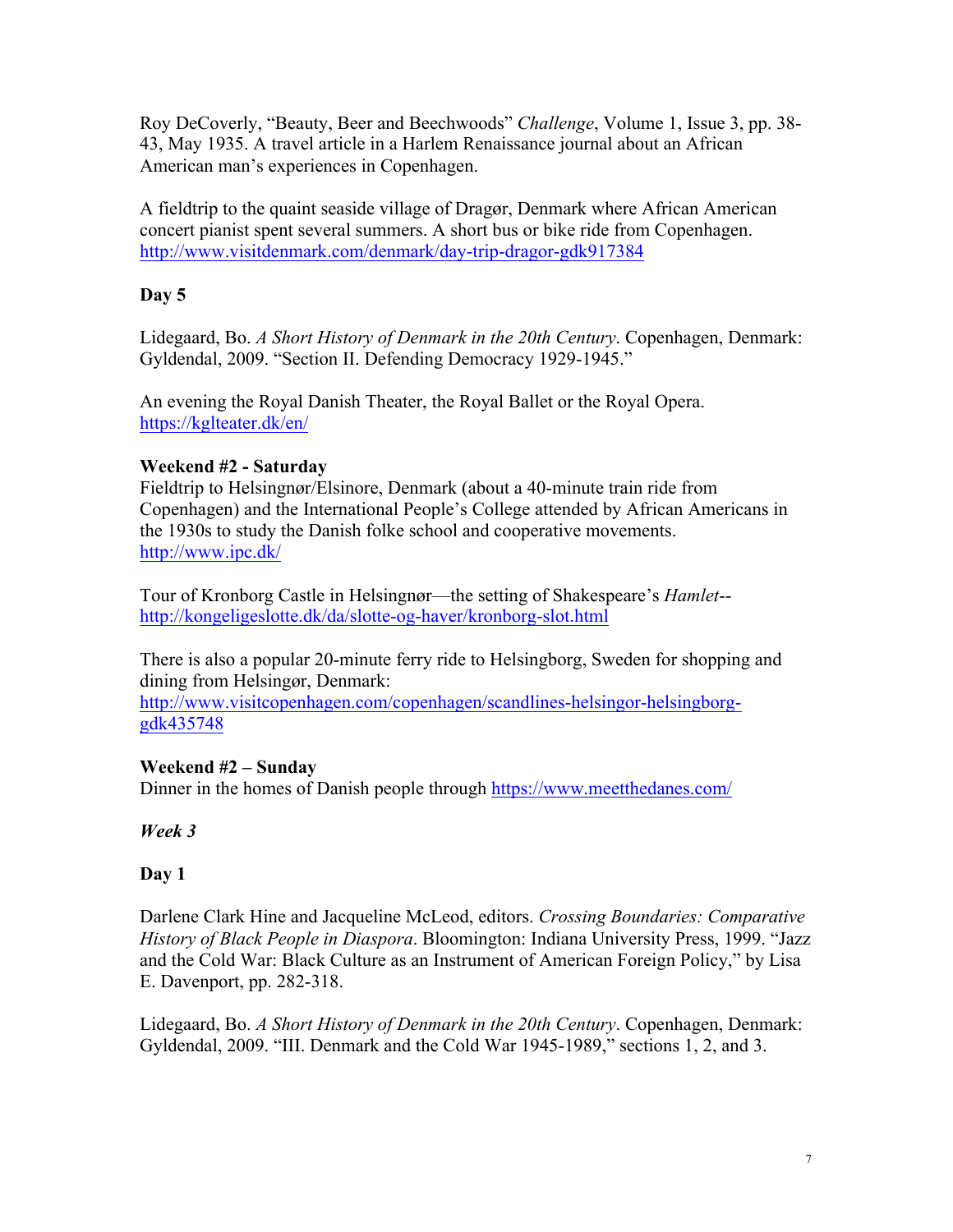Roy DeCoverly, "Beauty, Beer and Beechwoods" *Challenge*, Volume 1, Issue 3, pp. 38-43, May 1935. A travel article in a Harlem Renaissance journal about an African American man's experiences in Copenhagen.

A fieldtrip to the quaint seaside village of Dragør, Denmark where African American concert pianist spent several summers. A short bus or bike ride from Copenhagen. http://www.visitdenmark.com/denmark/day-trip-dragor-gdk917384

**Day 5**

Lidegaard, Bo. *A Short History of Denmark in the 20th Century*. Copenhagen, Denmark: Gyldendal, 2009. "Section II. Defending Democracy 1929-1945."

An evening the Royal Danish Theater, the Royal Ballet or the Royal Opera. https://kglteater.dk/en/

**Weekend #2 - Saturday**

Fieldtrip to Helsingnør/Elsinore, Denmark (about a 40-minute train ride from Copenhagen) and the International People's College attended by African Americans in the 1930s to study the Danish folke school and cooperative movements. http://www.ipc.dk/

Tour of Kronborg Castle in Helsingnør—the setting of Shakespeare's *Hamlet*-- http://kongeligeslotte.dk/da/slotte-og-haver/kronborg-slot.html

There is also a popular 20-minute ferry ride to Helsingborg, Sweden for shopping and dining from Helsingør, Denmark: http://www.visitcopenhagen.com/copenhagen/scandlines-helsingor-helsingborg-gdk435748

**Weekend #2 – Sunday**

Dinner in the homes of Danish people through https://www.meetthedanes.com/

***Week 3***

**Day 1**

Darlene Clark Hine and Jacqueline McLeod, editors. *Crossing Boundaries: Comparative History of Black People in Diaspora*. Bloomington: Indiana University Press, 1999. "Jazz and the Cold War: Black Culture as an Instrument of American Foreign Policy," by Lisa E. Davenport, pp. 282-318.

Lidegaard, Bo. *A Short History of Denmark in the 20th Century*. Copenhagen, Denmark: Gyldendal, 2009. "III. Denmark and the Cold War 1945-1989," sections 1, 2, and 3.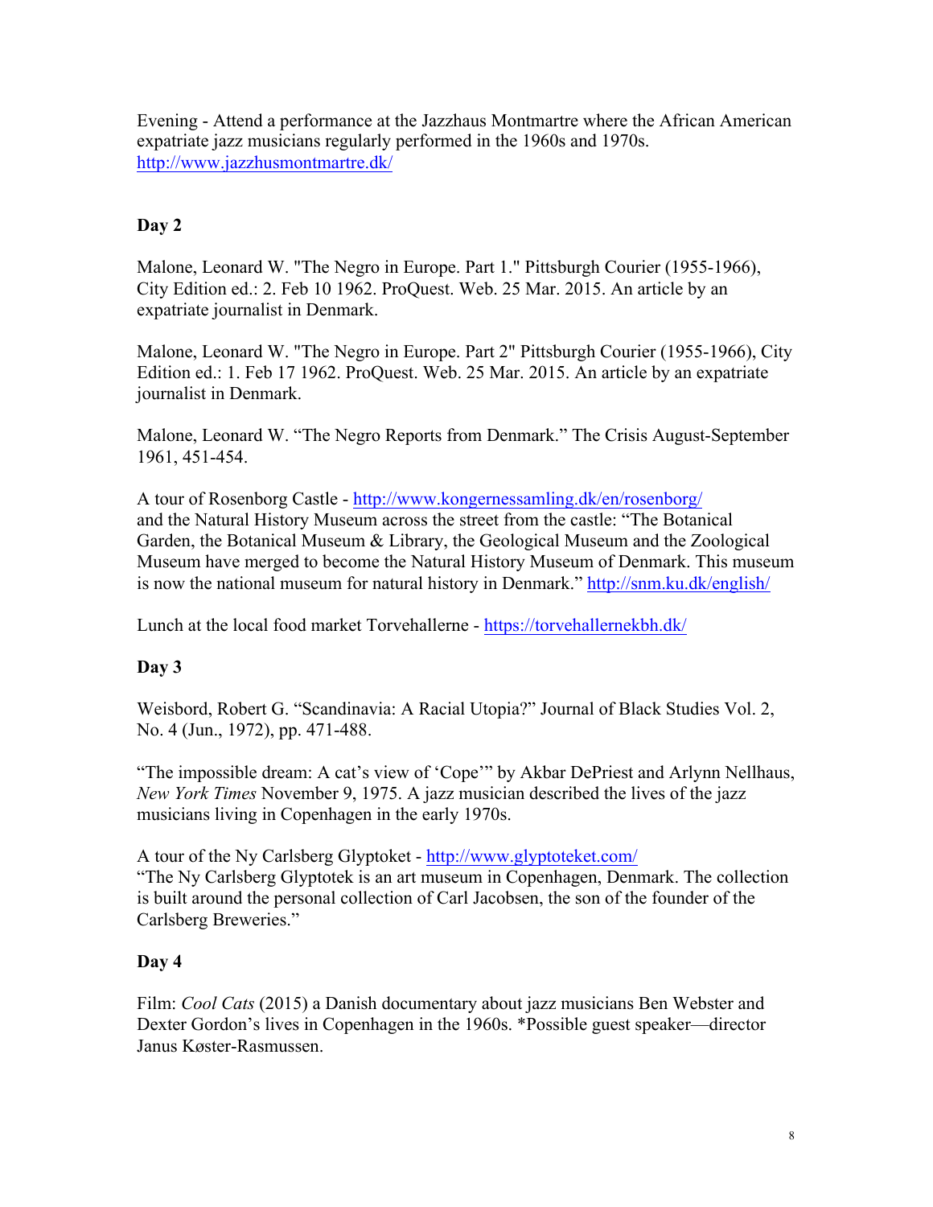Evening - Attend a performance at the Jazzhaus Montmartre where the African American expatriate jazz musicians regularly performed in the 1960s and 1970s. http://www.jazzhusmontmartre.dk/

**Day 2**

Malone, Leonard W. "The Negro in Europe. Part 1." Pittsburgh Courier (1955-1966), City Edition ed.: 2. Feb 10 1962. ProQuest. Web. 25 Mar. 2015. An article by an expatriate journalist in Denmark.

Malone, Leonard W. "The Negro in Europe. Part 2" Pittsburgh Courier (1955-1966), City Edition ed.: 1. Feb 17 1962. ProQuest. Web. 25 Mar. 2015. An article by an expatriate journalist in Denmark.

Malone, Leonard W. "The Negro Reports from Denmark." The Crisis August-September 1961, 451-454.

A tour of Rosenborg Castle - http://www.kongernessamling.dk/en/rosenborg/ and the Natural History Museum across the street from the castle: "The Botanical Garden, the Botanical Museum & Library, the Geological Museum and the Zoological Museum have merged to become the Natural History Museum of Denmark. This museum is now the national museum for natural history in Denmark." http://snm.ku.dk/english/

Lunch at the local food market Torvehallerne - https://torvehallernekbh.dk/

**Day 3**

Weisbord, Robert G. "Scandinavia: A Racial Utopia?" Journal of Black Studies Vol. 2, No. 4 (Jun., 1972), pp. 471-488.

"The impossible dream: A cat's view of 'Cope'" by Akbar DePriest and Arlynn Nellhaus, *New York Times* November 9, 1975. A jazz musician described the lives of the jazz musicians living in Copenhagen in the early 1970s.

A tour of the Ny Carlsberg Glyptoket - http://www.glyptoteket.com/
"The Ny Carlsberg Glyptotek is an art museum in Copenhagen, Denmark. The collection is built around the personal collection of Carl Jacobsen, the son of the founder of the Carlsberg Breweries."

**Day 4**

Film: *Cool Cats* (2015) a Danish documentary about jazz musicians Ben Webster and Dexter Gordon's lives in Copenhagen in the 1960s. *Possible guest speaker—director Janus Køster-Rasmussen.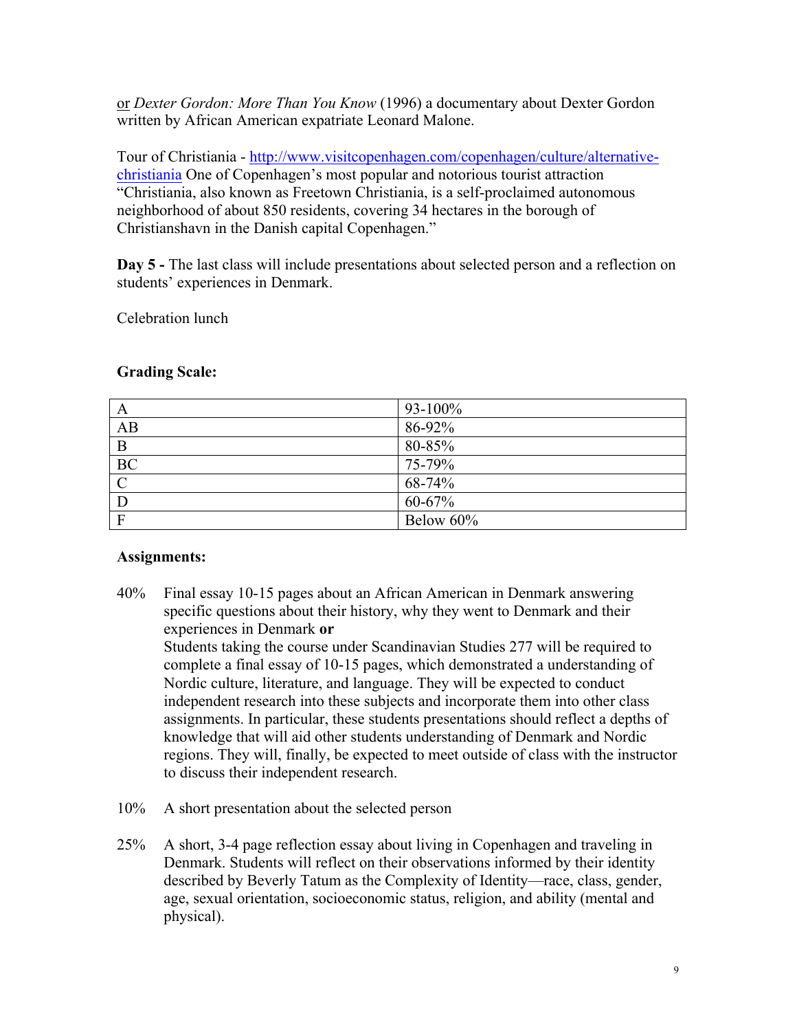or *Dexter Gordon: More Than You Know* (1996) a documentary about Dexter Gordon written by African American expatriate Leonard Malone.

Tour of Christiania - [http://www.visitcopenhagen.com/copenhagen/culture/alternative-christiania](http://www.visitcopenhagen.com/copenhagen/culture/alternative-christiania) One of Copenhagen's most popular and notorious tourist attraction "Christiania, also known as Freetown Christiania, is a self-proclaimed autonomous neighborhood of about 850 residents, covering 34 hectares in the borough of Christianshavn in the Danish capital Copenhagen."

**Day 5 -** The last class will include presentations about selected person and a reflection on students' experiences in Denmark.

Celebration lunch

**Grading Scale:**

| | |
|---|---|
| A | 93-100% |
| AB | 86-92% |
| B | 80-85% |
| BC | 75-79% |
| C | 68-74% |
| D | 60-67% |
| F | Below 60% |

**Assignments:**

40% Final essay 10-15 pages about an African American in Denmark answering specific questions about their history, why they went to Denmark and their experiences in Denmark **or**
Students taking the course under Scandinavian Studies 277 will be required to complete a final essay of 10-15 pages, which demonstrated a understanding of Nordic culture, literature, and language. They will be expected to conduct independent research into these subjects and incorporate them into other class assignments. In particular, these students presentations should reflect a depths of knowledge that will aid other students understanding of Denmark and Nordic regions. They will, finally, be expected to meet outside of class with the instructor to discuss their independent research.

10% A short presentation about the selected person

25% A short, 3-4 page reflection essay about living in Copenhagen and traveling in Denmark. Students will reflect on their observations informed by their identity described by Beverly Tatum as the Complexity of Identity—race, class, gender, age, sexual orientation, socioeconomic status, religion, and ability (mental and physical).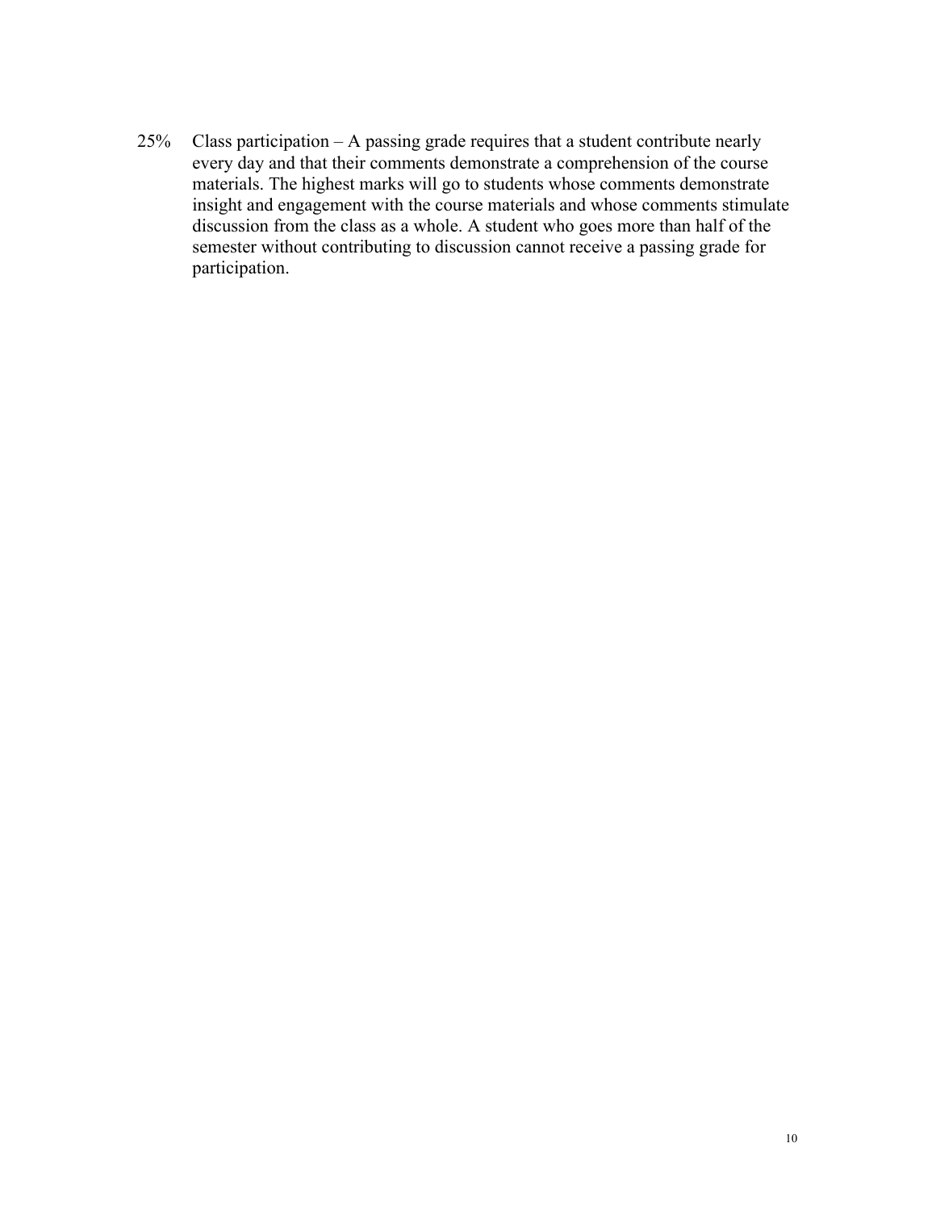25%   Class participation – A passing grade requires that a student contribute nearly every day and that their comments demonstrate a comprehension of the course materials. The highest marks will go to students whose comments demonstrate insight and engagement with the course materials and whose comments stimulate discussion from the class as a whole. A student who goes more than half of the semester without contributing to discussion cannot receive a passing grade for participation.